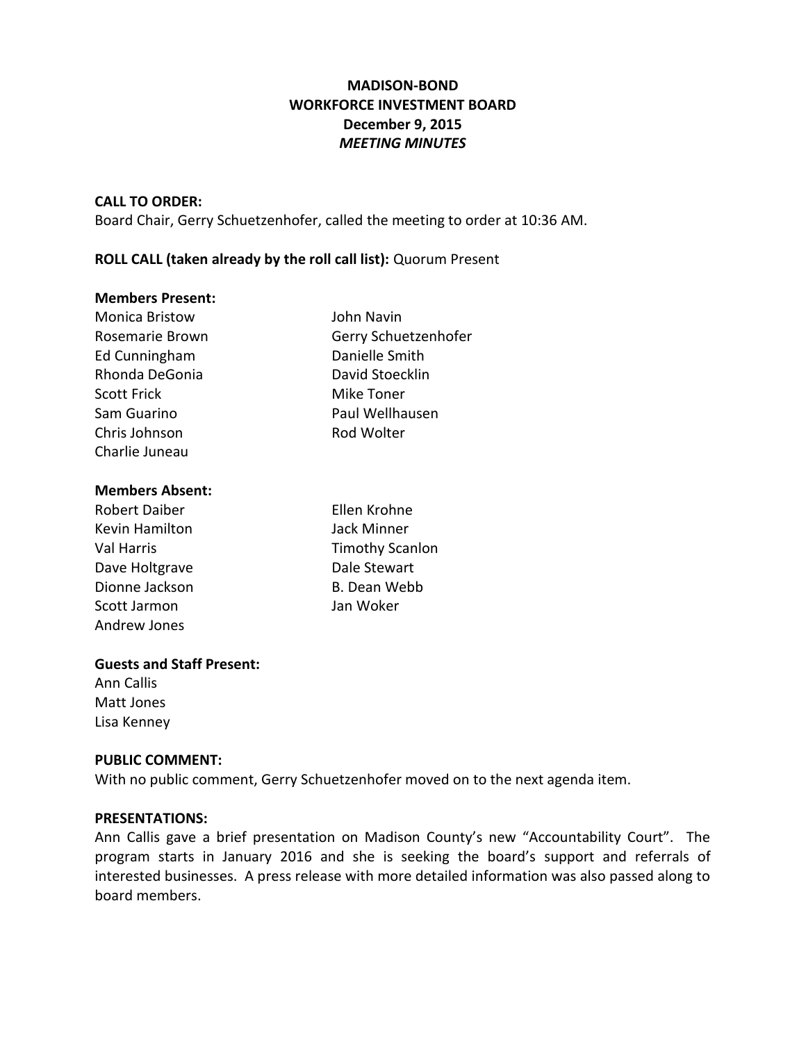# MADISON-BOND
# WORKFORCE INVESTMENT BOARD
# December 9, 2015
## *MEETING MINUTES*

**CALL TO ORDER:**
Board Chair, Gerry Schuetzenhofer, called the meeting to order at 10:36 AM.

**ROLL CALL (taken already by the roll call list):** Quorum Present

**Members Present:**

Monica Bristow
Rosemarie Brown
Ed Cunningham
Rhonda DeGonia
Scott Frick
Sam Guarino
Chris Johnson
Charlie Juneau
John Navin
Gerry Schuetzenhofer
Danielle Smith
David Stoecklin
Mike Toner
Paul Wellhausen
Rod Wolter

**Members Absent:**

Robert Daiber
Kevin Hamilton
Val Harris
Dave Holtgrave
Dionne Jackson
Scott Jarmon
Andrew Jones
Ellen Krohne
Jack Minner
Timothy Scanlon
Dale Stewart
B. Dean Webb
Jan Woker

**Guests and Staff Present:**

Ann Callis
Matt Jones
Lisa Kenney

**PUBLIC COMMENT:**
With no public comment, Gerry Schuetzenhofer moved on to the next agenda item.

**PRESENTATIONS:**
Ann Callis gave a brief presentation on Madison County's new "Accountability Court". The program starts in January 2016 and she is seeking the board's support and referrals of interested businesses. A press release with more detailed information was also passed along to board members.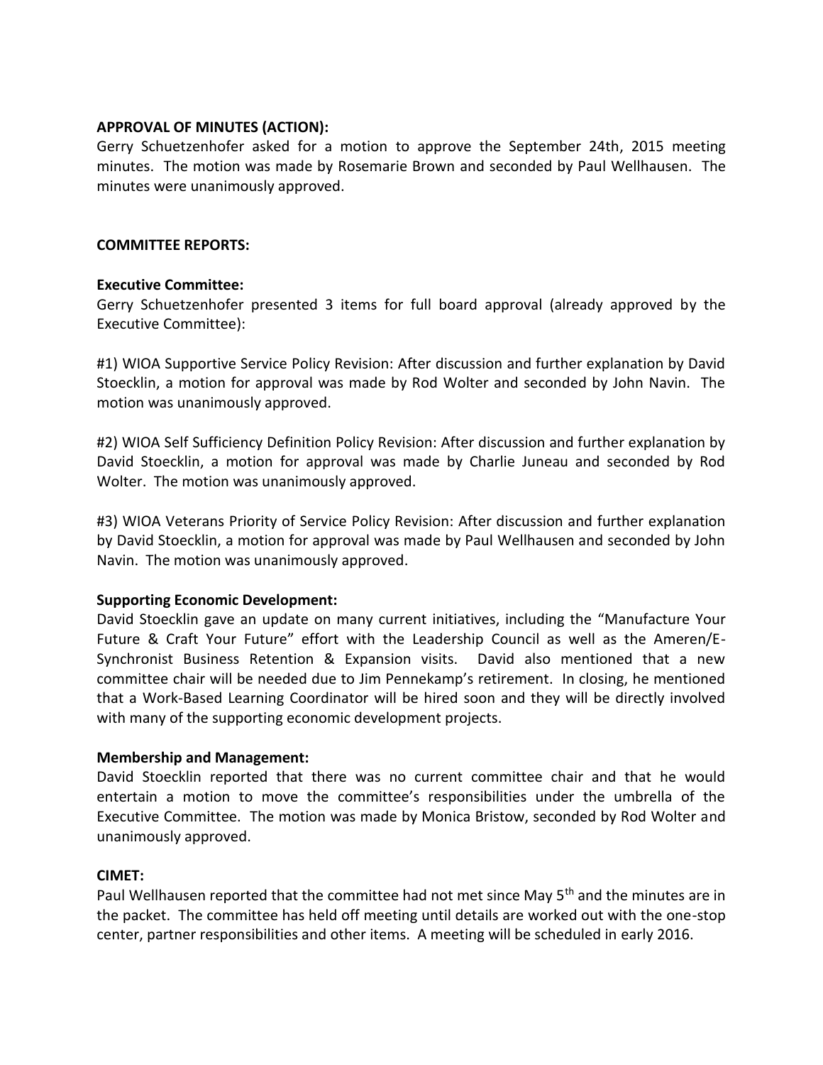**APPROVAL OF MINUTES (ACTION):**
Gerry Schuetzenhofer asked for a motion to approve the September 24th, 2015 meeting minutes. The motion was made by Rosemarie Brown and seconded by Paul Wellhausen. The minutes were unanimously approved.

**COMMITTEE REPORTS:**

**Executive Committee:**
Gerry Schuetzenhofer presented 3 items for full board approval (already approved by the Executive Committee):

#1) WIOA Supportive Service Policy Revision: After discussion and further explanation by David Stoecklin, a motion for approval was made by Rod Wolter and seconded by John Navin. The motion was unanimously approved.

#2) WIOA Self Sufficiency Definition Policy Revision: After discussion and further explanation by David Stoecklin, a motion for approval was made by Charlie Juneau and seconded by Rod Wolter. The motion was unanimously approved.

#3) WIOA Veterans Priority of Service Policy Revision: After discussion and further explanation by David Stoecklin, a motion for approval was made by Paul Wellhausen and seconded by John Navin. The motion was unanimously approved.

**Supporting Economic Development:**
David Stoecklin gave an update on many current initiatives, including the "Manufacture Your Future & Craft Your Future" effort with the Leadership Council as well as the Ameren/E-Synchronist Business Retention & Expansion visits. David also mentioned that a new committee chair will be needed due to Jim Pennekamp's retirement. In closing, he mentioned that a Work-Based Learning Coordinator will be hired soon and they will be directly involved with many of the supporting economic development projects.

**Membership and Management:**
David Stoecklin reported that there was no current committee chair and that he would entertain a motion to move the committee's responsibilities under the umbrella of the Executive Committee. The motion was made by Monica Bristow, seconded by Rod Wolter and unanimously approved.

**CIMET:**
Paul Wellhausen reported that the committee had not met since May 5th and the minutes are in the packet. The committee has held off meeting until details are worked out with the one-stop center, partner responsibilities and other items. A meeting will be scheduled in early 2016.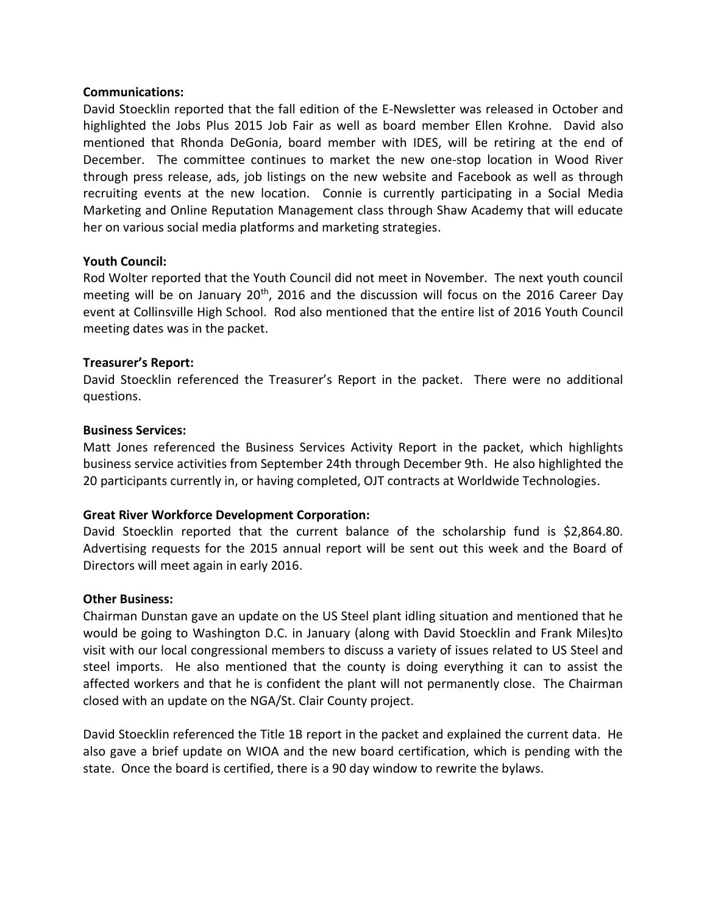**Communications:**
David Stoecklin reported that the fall edition of the E-Newsletter was released in October and highlighted the Jobs Plus 2015 Job Fair as well as board member Ellen Krohne. David also mentioned that Rhonda DeGonia, board member with IDES, will be retiring at the end of December. The committee continues to market the new one-stop location in Wood River through press release, ads, job listings on the new website and Facebook as well as through recruiting events at the new location. Connie is currently participating in a Social Media Marketing and Online Reputation Management class through Shaw Academy that will educate her on various social media platforms and marketing strategies.

**Youth Council:**
Rod Wolter reported that the Youth Council did not meet in November. The next youth council meeting will be on January 20th, 2016 and the discussion will focus on the 2016 Career Day event at Collinsville High School. Rod also mentioned that the entire list of 2016 Youth Council meeting dates was in the packet.

**Treasurer's Report:**
David Stoecklin referenced the Treasurer's Report in the packet. There were no additional questions.

**Business Services:**
Matt Jones referenced the Business Services Activity Report in the packet, which highlights business service activities from September 24th through December 9th. He also highlighted the 20 participants currently in, or having completed, OJT contracts at Worldwide Technologies.

**Great River Workforce Development Corporation:**
David Stoecklin reported that the current balance of the scholarship fund is $2,864.80. Advertising requests for the 2015 annual report will be sent out this week and the Board of Directors will meet again in early 2016.

**Other Business:**
Chairman Dunstan gave an update on the US Steel plant idling situation and mentioned that he would be going to Washington D.C. in January (along with David Stoecklin and Frank Miles)to visit with our local congressional members to discuss a variety of issues related to US Steel and steel imports. He also mentioned that the county is doing everything it can to assist the affected workers and that he is confident the plant will not permanently close. The Chairman closed with an update on the NGA/St. Clair County project.

David Stoecklin referenced the Title 1B report in the packet and explained the current data. He also gave a brief update on WIOA and the new board certification, which is pending with the state. Once the board is certified, there is a 90 day window to rewrite the bylaws.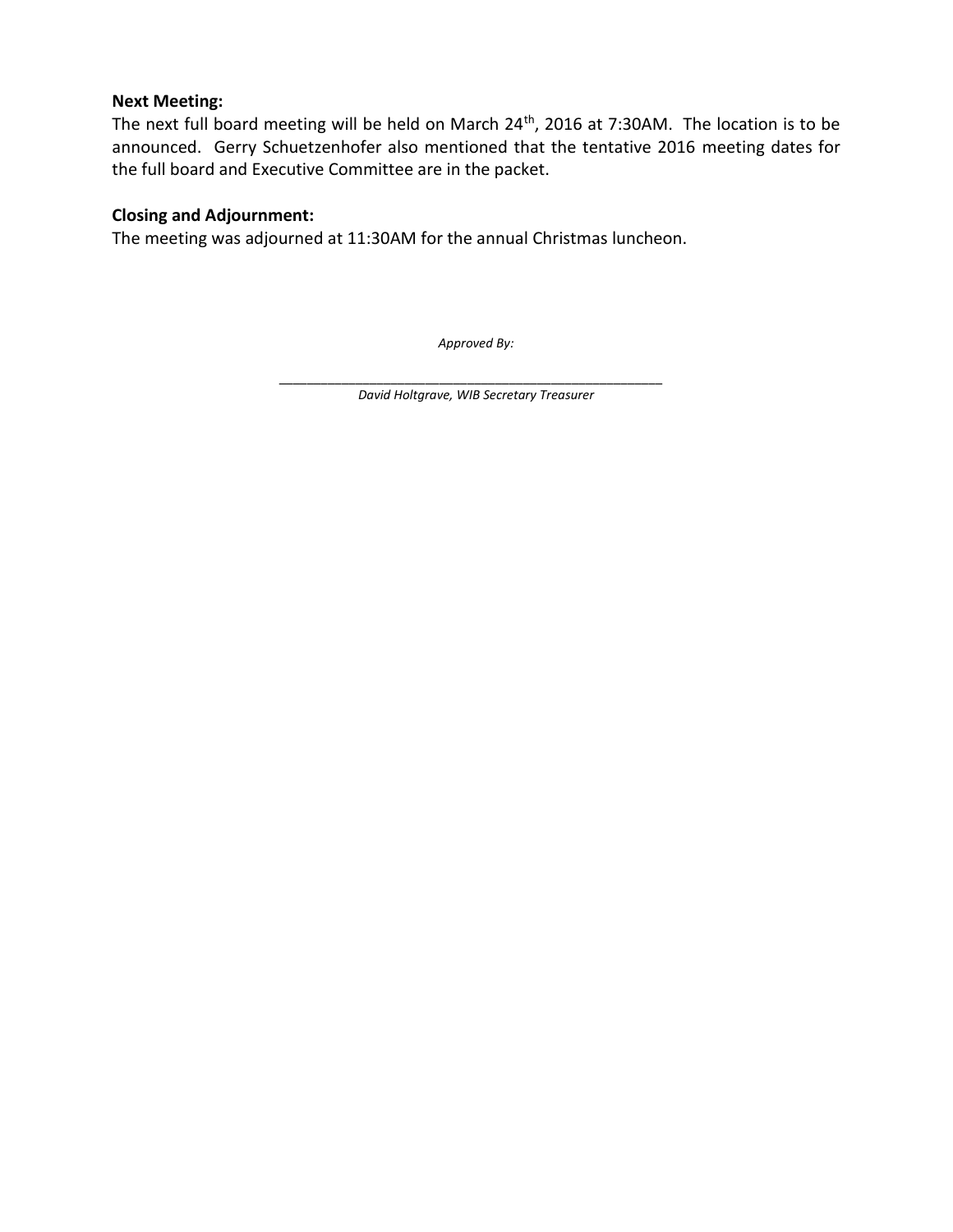**Next Meeting:**
The next full board meeting will be held on March 24th, 2016 at 7:30AM. The location is to be announced. Gerry Schuetzenhofer also mentioned that the tentative 2016 meeting dates for the full board and Executive Committee are in the packet.

**Closing and Adjournment:**
The meeting was adjourned at 11:30AM for the annual Christmas luncheon.

*Approved By:*

_____________________________________________________

*David Holtgrave, WIB Secretary Treasurer*